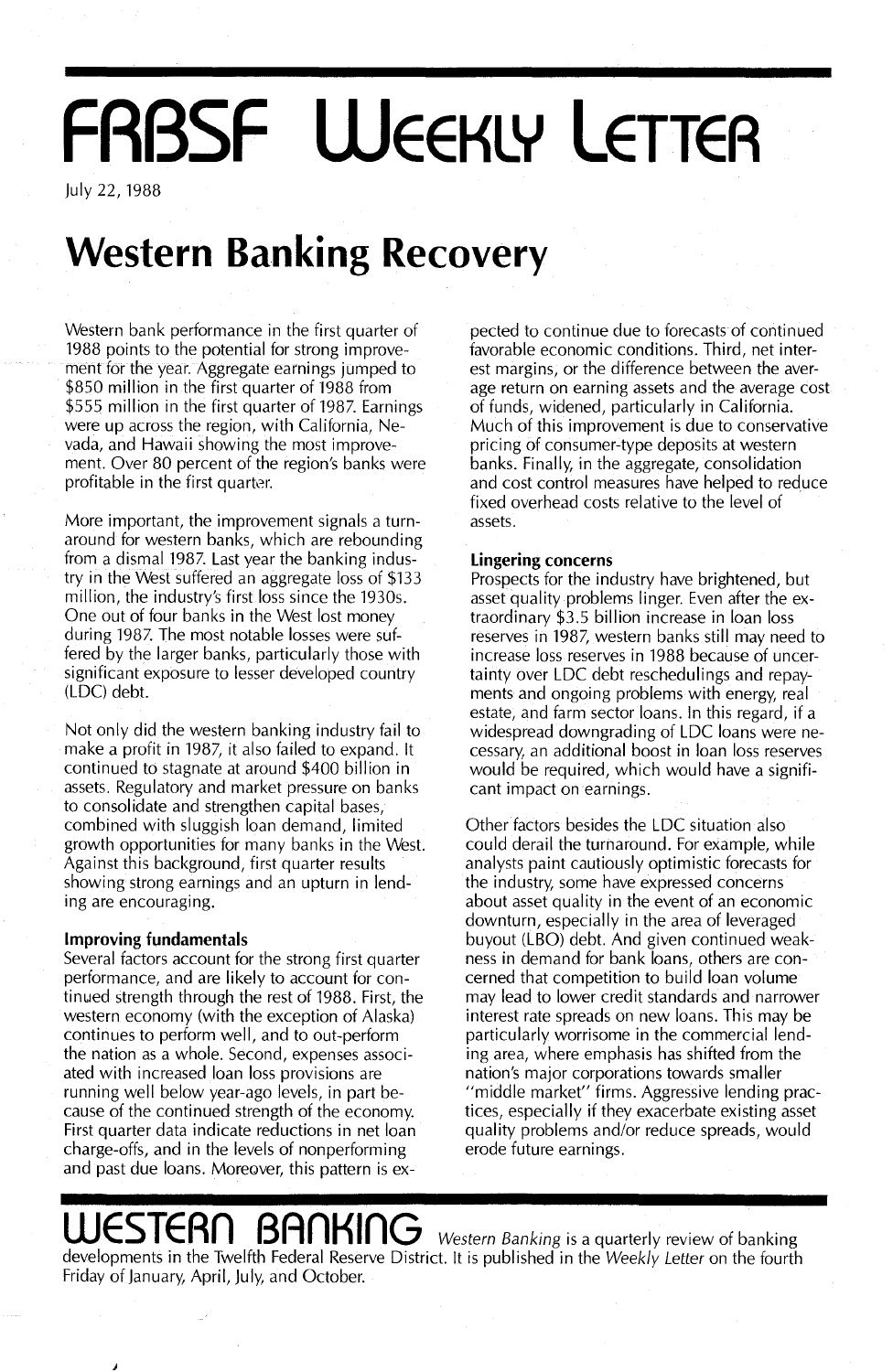# FRBSF Weekly Letter

July 22, 1988

# Western Banking Recovery

Western bank performance in the first quarter of 1988 points to the potential for strong improvement for the year. Aggregate earnings jumped to $850 million in the first quarter of 1988 from $555 million in the first quarter of 1987. Earnings were up across the region, with California, Nevada, and Hawaii showing the most improvement. Over 80 percent of the region's banks were profitable in the first quarter.

More important, the improvement signals a turnaround for western banks, which are rebounding from a dismal 1987. Last year the banking industry in the West suffered an aggregate loss of $133 million, the industry's first loss since the 1930s. One out of four banks in the West lost money during 1987. The most notable losses were suffered by the larger banks, particularly those with significant exposure to lesser developed country (LDC) debt.

Not only did the western banking industry fail to make a profit in 1987, it also failed to expand. It continued to stagnate at around $400 billion in assets. Regulatory and market pressure on banks to consolidate and strengthen capital bases, combined with sluggish loan demand, limited growth opportunities for many banks in the West. Against this background, first quarter results showing strong earnings and an upturn in lending are encouraging.

### Improving fundamentals

Several factors account for the strong first quarter performance, and are likely to account for continued strength through the rest of 1988. First, the western economy (with the exception of Alaska) continues to perform well, and to out-perform the nation as a whole. Second, expenses associated with increased loan loss provisions are running well below year-ago levels, in part because of the continued strength of the economy. First quarter data indicate reductions in net loan charge-offs, and in the levels of nonperforming and past due loans. Moreover, this pattern is expected to continue due to forecasts of continued favorable economic conditions. Third, net interest margins, or the difference between the average return on earning assets and the average cost of funds, widened, particularly in California. Much of this improvement is due to conservative pricing of consumer-type deposits at western banks. Finally, in the aggregate, consolidation and cost control measures have helped to reduce fixed overhead costs relative to the level of assets.

### Lingering concerns

Prospects for the industry have brightened, but asset quality problems linger. Even after the extraordinary $3.5 billion increase in loan loss reserves in 1987, western banks still may need to increase loss reserves in 1988 because of uncertainty over LDC debt reschedulings and repayments and ongoing problems with energy, real estate, and farm sector loans. In this regard, if a widespread downgrading of LDC loans were necessary, an additional boost in loan loss reserves would be required, which would have a significant impact on earnings.

Other factors besides the LDC situation also could derail the turnaround. For example, while analysts paint cautiously optimistic forecasts for the industry, some have expressed concerns about asset quality in the event of an economic downturn, especially in the area of leveraged buyout (LBO) debt. And given continued weakness in demand for bank loans, others are concerned that competition to build loan volume may lead to lower credit standards and narrower interest rate spreads on new loans. This may be particularly worrisome in the commercial lending area, where emphasis has shifted from the nation's major corporations towards smaller "middle market" firms. Aggressive lending practices, especially if they exacerbate existing asset quality problems and/or reduce spreads, would erode future earnings.

---

**WESTERN BANKING** *Western Banking* is a quarterly review of banking developments in the Twelfth Federal Reserve District. It is published in the *Weekly Letter* on the fourth Friday of January, April, July, and October.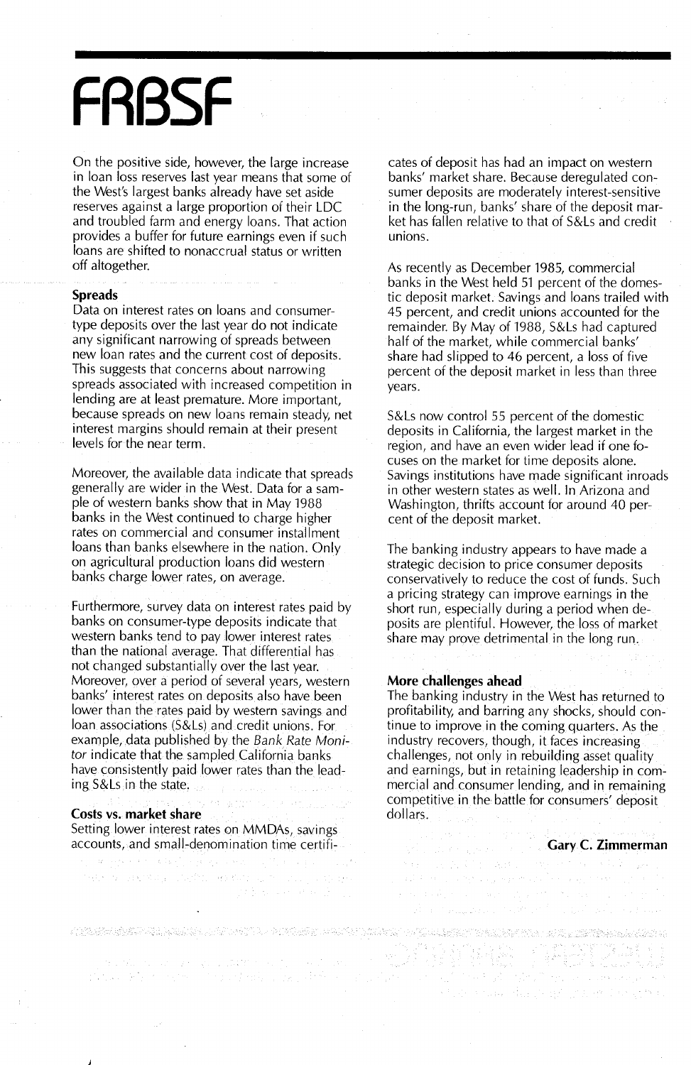On the positive side, however, the large increase in loan loss reserves last year means that some of the West's largest banks already have set aside reserves against a large proportion of their LDC and troubled farm and energy loans. That action provides a buffer for future earnings even if such loans are shifted to nonaccrual status or written off altogether.

### Spreads

Data on interest rates on loans and consumer-type deposits over the last year do not indicate any significant narrowing of spreads between new loan rates and the current cost of deposits. This suggests that concerns about narrowing spreads associated with increased competition in lending are at least premature. More important, because spreads on new loans remain steady, net interest margins should remain at their present levels for the near term.

Moreover, the available data indicate that spreads generally are wider in the West. Data for a sample of western banks show that in May 1988 banks in the West continued to charge higher rates on commercial and consumer installment loans than banks elsewhere in the nation. Only on agricultural production loans did western banks charge lower rates, on average.

Furthermore, survey data on interest rates paid by banks on consumer-type deposits indicate that western banks tend to pay lower interest rates than the national average. That differential has not changed substantially over the last year. Moreover, over a period of several years, western banks' interest rates on deposits also have been lower than the rates paid by western savings and loan associations (S&Ls) and credit unions. For example, data published by the *Bank Rate Monitor* indicate that the sampled California banks have consistently paid lower rates than the leading S&Ls in the state.

### Costs vs. market share

Setting lower interest rates on MMDAs, savings accounts, and small-denomination time certificates of deposit has had an impact on western banks' market share. Because deregulated consumer deposits are moderately interest-sensitive in the long-run, banks' share of the deposit market has fallen relative to that of S&Ls and credit unions.

As recently as December 1985, commercial banks in the West held 51 percent of the domestic deposit market. Savings and loans trailed with 45 percent, and credit unions accounted for the remainder. By May of 1988, S&Ls had captured half of the market, while commercial banks' share had slipped to 46 percent, a loss of five percent of the deposit market in less than three years.

S&Ls now control 55 percent of the domestic deposits in California, the largest market in the region, and have an even wider lead if one focuses on the market for time deposits alone. Savings institutions have made significant inroads in other western states as well. In Arizona and Washington, thrifts account for around 40 percent of the deposit market.

The banking industry appears to have made a strategic decision to price consumer deposits conservatively to reduce the cost of funds. Such a pricing strategy can improve earnings in the short run, especially during a period when deposits are plentiful. However, the loss of market share may prove detrimental in the long run.

### More challenges ahead

The banking industry in the West has returned to profitability, and barring any shocks, should continue to improve in the coming quarters. As the industry recovers, though, it faces increasing challenges, not only in rebuilding asset quality and earnings, but in retaining leadership in commercial and consumer lending, and in remaining competitive in the battle for consumers' deposit dollars.

**Gary C. Zimmerman**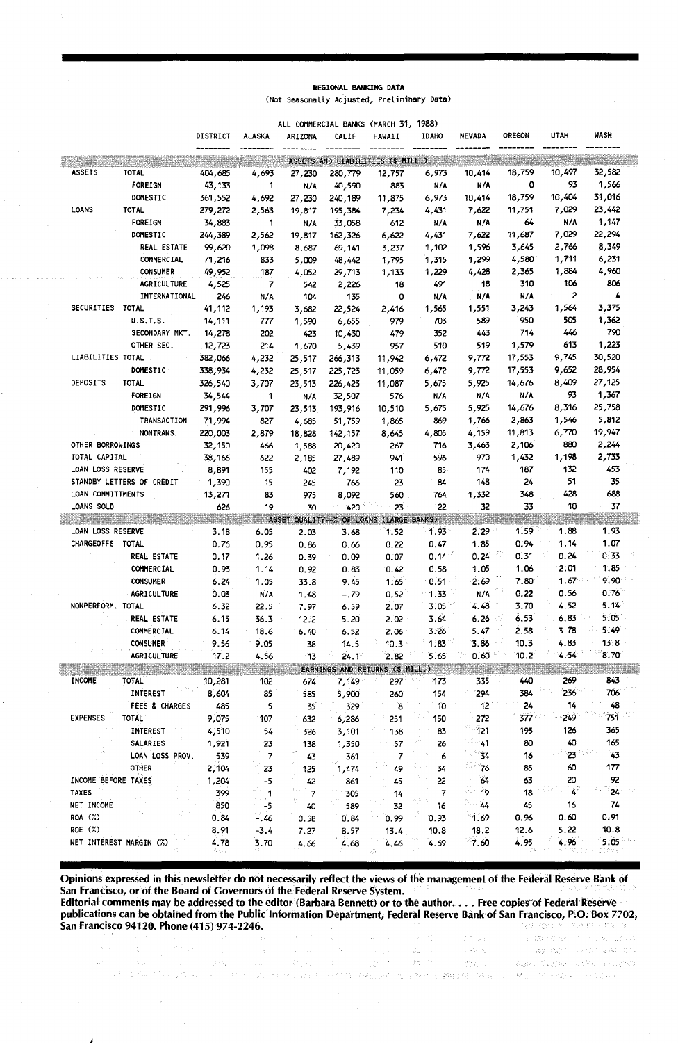**REGIONAL BANKING DATA**
(Not Seasonally Adjusted, Preliminary Data)

ALL COMMERCIAL BANKS (MARCH 31, 1988)

| | | DISTRICT | ALASKA | ARIZONA | CALIF | HAWAII | IDAHO | NEVADA | OREGON | UTAH | WASH |
|---|---|---|---|---|---|---|---|---|---|---|---|
| **ASSETS AND LIABILITIES ($ MILL.)** | | | | | | | | | | | |
| ASSETS | TOTAL | 404,685 | 4,693 | 27,230 | 280,779 | 12,757 | 6,973 | 10,414 | 18,759 | 10,497 | 32,582 |
| | FOREIGN | 43,133 | 1 | N/A | 40,590 | 883 | N/A | N/A | 0 | 93 | 1,566 |
| | DOMESTIC | 361,552 | 4,692 | 27,230 | 240,189 | 11,875 | 6,973 | 10,414 | 18,759 | 10,404 | 31,016 |
| LOANS | TOTAL | 279,272 | 2,563 | 19,817 | 195,384 | 7,234 | 4,431 | 7,622 | 11,751 | 7,029 | 23,442 |
| | FOREIGN | 34,883 | 1 | N/A | 33,058 | 612 | N/A | N/A | 64 | N/A | 1,147 |
| | DOMESTIC | 244,389 | 2,562 | 19,817 | 162,326 | 6,622 | 4,431 | 7,622 | 11,687 | 7,029 | 22,294 |
| | REAL ESTATE | 99,620 | 1,098 | 8,687 | 69,141 | 3,237 | 1,102 | 1,596 | 3,645 | 2,766 | 8,349 |
| | COMMERCIAL | 71,216 | 833 | 5,009 | 48,442 | 1,795 | 1,315 | 1,299 | 4,580 | 1,711 | 6,231 |
| | CONSUMER | 49,952 | 187 | 4,052 | 29,713 | 1,133 | 1,229 | 4,428 | 2,365 | 1,884 | 4,960 |
| | AGRICULTURE | 4,525 | 7 | 542 | 2,226 | 18 | 491 | 18 | 310 | 106 | 806 |
| | INTERNATIONAL | 246 | N/A | 104 | 135 | 0 | N/A | N/A | N/A | 2 | 4 |
| SECURITIES | TOTAL | 41,112 | 1,193 | 3,682 | 22,524 | 2,416 | 1,565 | 1,551 | 3,243 | 1,564 | 3,375 |
| | U.S.T.S. | 14,111 | 777 | 1,590 | 6,655 | 979 | 703 | 589 | 950 | 505 | 1,362 |
| | SECONDARY MKT. | 14,278 | 202 | 423 | 10,430 | 479 | 352 | 443 | 714 | 446 | 790 |
| | OTHER SEC. | 12,723 | 214 | 1,670 | 5,439 | 957 | 510 | 519 | 1,579 | 613 | 1,223 |
| LIABILITIES | TOTAL | 382,066 | 4,232 | 25,517 | 266,313 | 11,942 | 6,472 | 9,772 | 17,553 | 9,745 | 30,520 |
| | DOMESTIC | 338,934 | 4,232 | 25,517 | 225,723 | 11,059 | 6,472 | 9,772 | 17,553 | 9,652 | 28,954 |
| DEPOSITS | TOTAL | 326,540 | 3,707 | 23,513 | 226,423 | 11,087 | 5,675 | 5,925 | 14,676 | 8,409 | 27,125 |
| | FOREIGN | 34,544 | 1 | N/A | 32,507 | 576 | N/A | N/A | N/A | 93 | 1,367 |
| | DOMESTIC | 291,996 | 3,707 | 23,513 | 193,916 | 10,510 | 5,675 | 5,925 | 14,676 | 8,316 | 25,758 |
| | TRANSACTION | 71,994 | 827 | 4,685 | 51,759 | 1,865 | 869 | 1,766 | 2,863 | 1,546 | 5,812 |
| | NONTRANS. | 220,003 | 2,879 | 18,828 | 142,157 | 8,645 | 4,805 | 4,159 | 11,813 | 6,770 | 19,947 |
| OTHER BORROWINGS | | 32,150 | 466 | 1,588 | 20,420 | 267 | 716 | 3,463 | 2,106 | 880 | 2,244 |
| TOTAL CAPITAL | | 38,166 | 622 | 2,185 | 27,489 | 941 | 596 | 970 | 1,432 | 1,198 | 2,733 |
| LOAN LOSS RESERVE | | 8,891 | 155 | 402 | 7,192 | 110 | 85 | 174 | 187 | 132 | 453 |
| STANDBY LETTERS OF CREDIT | | 1,390 | 15 | 245 | 766 | 23 | 84 | 148 | 24 | 51 | 35 |
| LOAN COMMITTMENTS | | 13,271 | 83 | 975 | 8,092 | 560 | 764 | 1,332 | 348 | 428 | 688 |
| LOANS SOLD | | 626 | 19 | 30 | 420 | 23 | 22 | 32 | 33 | 10 | 37 |
| **ASSET QUALITY--% OF LOANS (LARGE BANKS)** | | | | | | | | | | | |
| LOAN LOSS RESERVE | | 3.18 | 6.05 | 2.03 | 3.68 | 1.52 | 1.93 | 2.29 | 1.59 | 1.88 | 1.93 |
| CHARGEOFFS | TOTAL | 0.76 | 0.95 | 0.86 | 0.66 | 0.22 | 0.47 | 1.85 | 0.94 | 1.14 | 1.07 |
| | REAL ESTATE | 0.17 | 1.26 | 0.39 | 0.09 | 0.07 | 0.14 | 0.24 | 0.31 | 0.24 | 0.33 |
| | COMMERCIAL | 0.93 | 1.14 | 0.92 | 0.83 | 0.42 | 0.58 | 1.05 | 1.06 | 2.01 | 1.85 |
| | CONSUMER | 6.24 | 1.05 | 33.8 | 9.45 | 1.65 | 0.51 | 2.69 | 7.80 | 1.67 | 9.90 |
| | AGRICULTURE | 0.03 | N/A | 1.48 | -.79 | 0.52 | 1.33 | N/A | 0.22 | 0.56 | 0.76 |
| NONPERFORM. | TOTAL | 6.32 | 22.5 | 7.97 | 6.59 | 2.07 | 3.05 | 4.48 | 3.70 | 4.52 | 5.14 |
| | REAL ESTATE | 6.15 | 36.3 | 12.2 | 5.20 | 2.02 | 3.64 | 6.26 | 6.53 | 6.83 | 5.05 |
| | COMMERCIAL | 6.14 | 18.6 | 6.40 | 6.52 | 2.06 | 3.26 | 5.47 | 2.58 | 3.78 | 5.49 |
| | CONSUMER | 9.56 | 9.05 | 38 | 14.5 | 10.3 | 1.83 | 3.86 | 10.3 | 4.83 | 13.8 |
| | AGRICULTURE | 17.2 | 4.56 | 13 | 24.1 | 2.82 | 5.65 | 0.60 | 10.2 | 4.54 | 8.70 |
| **EARNINGS AND RETURNS ($ MILL.)** | | | | | | | | | | | |
| INCOME | TOTAL | 10,281 | 102 | 674 | 7,149 | 297 | 173 | 335 | 440 | 269 | 843 |
| | INTEREST | 8,604 | 85 | 585 | 5,900 | 260 | 154 | 294 | 384 | 236 | 706 |
| | FEES & CHARGES | 485 | 5 | 35 | 329 | 8 | 10 | 12 | 24 | 14 | 48 |
| EXPENSES | TOTAL | 9,075 | 107 | 632 | 6,286 | 251 | 150 | 272 | 377 | 249 | 751 |
| | INTEREST | 4,510 | 54 | 326 | 3,101 | 138 | 83 | 121 | 195 | 126 | 365 |
| | SALARIES | 1,921 | 23 | 138 | 1,350 | 57 | 26 | 41 | 80 | 40 | 165 |
| | LOAN LOSS PROV. | 539 | 7 | 43 | 361 | 7 | 6 | 34 | 16 | 23 | 43 |
| | OTHER | 2,104 | 23 | 125 | 1,474 | 49 | 34 | 76 | 85 | 60 | 177 |
| INCOME BEFORE TAXES | | 1,204 | -5 | 42 | 861 | 45 | 22 | 64 | 63 | 20 | 92 |
| TAXES | | 399 | 1 | 7 | 305 | 14 | 7 | 19 | 18 | 4 | 24 |
| NET INCOME | | 850 | -5 | 40 | 589 | 32 | 16 | 44 | 45 | 16 | 74 |
| ROA (%) | | 0.84 | -.46 | 0.58 | 0.84 | 0.99 | 0.93 | 1.69 | 0.96 | 0.60 | 0.91 |
| ROE (%) | | 8.91 | -3.4 | 7.27 | 8.57 | 13.4 | 10.8 | 18.2 | 12.6 | 5.22 | 10.8 |
| NET INTEREST MARGIN (%) | | 4.78 | 3.70 | 4.66 | 4.68 | 4.46 | 4.69 | 7.60 | 4.95 | 4.96 | 5.05 |

**Opinions expressed in this newsletter do not necessarily reflect the views of the management of the Federal Reserve Bank of San Francisco, or of the Board of Governors of the Federal Reserve System.**
**Editorial comments may be addressed to the editor (Barbara Bennett) or to the author. . . . Free copies of Federal Reserve publications can be obtained from the Public Information Department, Federal Reserve Bank of San Francisco, P.O. Box 7702, San Francisco 94120. Phone (415) 974-2246.**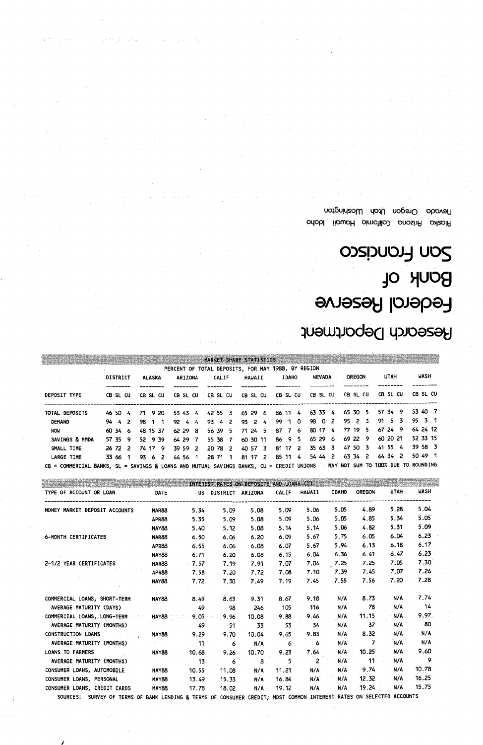Research Department

Federal Reserve

Bank of

San Francisco

Alaska Arizona California Hawaii Idaho

Nevada Oregon Utah Washington

## MARKET SHARE STATISTICS

PERCENT OF TOTAL DEPOSITS, FOR MAY 1988, BY REGION

| DEPOSIT TYPE | DISTRICT | | | ALASKA | | | ARIZONA | | | CALIF | | | HAWAII | | | IDAHO | | | NEVADA | | | OREGON | | | UTAH | | | WASH | | |
|---|---|---|---|---|---|---|---|---|---|---|---|---|---|---|---|---|---|---|---|---|---|---|---|---|---|---|---|---|---|---|
| | CB | SL | CU | CB | SL | CU | CB | SL | CU | CB | SL | CU | CB | SL | CU | CB | SL | CU | CB | SL | CU | CB | SL | CU | CB | SL | CU | CB | SL | CU |
| TOTAL DEPOSITS | 46 | 50 | 4 | 71 | 9 | 20 | 53 | 43 | 4 | 42 | 55 | 3 | 65 | 29 | 6 | 86 | 11 | 4 | 63 | 33 | 4 | 65 | 30 | 5 | 57 | 34 | 9 | 53 | 40 | 7 |
| DEMAND | 94 | 4 | 2 | 98 | 1 | 1 | 92 | 4 | 4 | 93 | 4 | 2 | 93 | 2 | 4 | 99 | 1 | 0 | 98 | 0 | 2 | 95 | 2 | 3 | 91 | 5 | 3 | 95 | 3 | 1 |
| NOW | 60 | 34 | 6 | 48 | 15 | 37 | 62 | 29 | 8 | 56 | 39 | 5 | 71 | 24 | 5 | 87 | 7 | 6 | 80 | 17 | 4 | 77 | 19 | 5 | 67 | 24 | 9 | 64 | 24 | 12 |
| SAVINGS & MMDA | 57 | 35 | 9 | 52 | 9 | 39 | 64 | 29 | 7 | 55 | 38 | 7 | 60 | 30 | 11 | 86 | 9 | 5 | 65 | 29 | 6 | 69 | 22 | 9 | 60 | 20 | 21 | 52 | 33 | 15 |
| SMALL TIME | 26 | 72 | 2 | 74 | 17 | 9 | 39 | 59 | 2 | 20 | 78 | 2 | 40 | 57 | 3 | 81 | 17 | 2 | 35 | 63 | 3 | 47 | 50 | 3 | 41 | 55 | 4 | 39 | 58 | 3 |
| LARGE TIME | 33 | 66 | 1 | 93 | 6 | 2 | 44 | 56 | 1 | 28 | 71 | 1 | 81 | 17 | 2 | 85 | 11 | 4 | 54 | 44 | 2 | 63 | 34 | 2 | 64 | 34 | 2 | 50 | 49 | 1 |

CB = COMMERCIAL BANKS, SL = SAVINGS & LOANS AND MUTUAL SAVINGS BANKS, CU = CREDIT UNIONS    MAY NOT SUM TO 100% DUE TO ROUNDING

## INTEREST RATES ON DEPOSITS AND LOANS (%)

| TYPE OF ACCOUNT OR LOAN | DATE | US | DISTRICT | ARIZONA | CALIF | HAWAII | IDAHO | OREGON | UTAH | WASH |
|---|---|---|---|---|---|---|---|---|---|---|
| MONEY MARKET DEPOSIT ACCOUNTS | MAR88 | 5.34 | 5.09 | 5.08 | 5.09 | 5.06 | 5.05 | 4.89 | 5.28 | 5.04 |
| | APR88 | 5.35 | 5.09 | 5.08 | 5.09 | 5.06 | 5.05 | 4.85 | 5.34 | 5.05 |
| | MAY88 | 5.40 | 5.12 | 5.08 | 5.14 | 5.14 | 5.06 | 4.82 | 5.31 | 5.09 |
| 6-MONTH CERTIFICATES | MAR88 | 6.50 | 6.06 | 6.20 | 6.09 | 5.67 | 5.75 | 6.05 | 6.04 | 6.23 |
| | APR88 | 6.55 | 6.06 | 6.08 | 6.07 | 5.67 | 5.94 | 6.13 | 6.18 | 6.17 |
| | MAY88 | 6.71 | 6.20 | 6.08 | 6.15 | 6.04 | 6.36 | 6.41 | 6.47 | 6.23 |
| 2-1/2 YEAR CERTIFICATES | MAR88 | 7.57 | 7.19 | 7.91 | 7.07 | 7.04 | 7.25 | 7.25 | 7.05 | 7.30 |
| | APR88 | 7.58 | 7.20 | 7.72 | 7.08 | 7.10 | 7.39 | 7.45 | 7.07 | 7.26 |
| | MAY88 | 7.72 | 7.30 | 7.49 | 7.19 | 7.45 | 7.55 | 7.56 | 7.20 | 7.28 |
| COMMERCIAL LOANS, SHORT-TERM | MAY88 | 8.49 | 8.63 | 9.31 | 8.67 | 9.18 | N/A | 8.73 | N/A | 7.74 |
| AVERAGE MATURITY (DAYS) | | 49 | 98 | 246 | 105 | 116 | N/A | 78 | N/A | 14 |
| COMMERCIAL LOANS, LONG-TERM | MAY88 | 9.05 | 9.96 | 10.08 | 9.88 | 9.46 | N/A | 11.15 | N/A | 9.97 |
| AVERAGE MATURITY (MONTHS) | | 49 | 51 | 33 | 53 | 34 | N/A | 37 | N/A | 80 |
| CONSTRUCTION LOANS | MAY88 | 9.29 | 9.70 | 10.04 | 9.65 | 9.83 | N/A | 8.32 | N/A | N/A |
| AVERAGE MATURITY (MONTHS) | | 11 | 6 | N/A | 6 | 6 | N/A | 7 | N/A | N/A |
| LOANS TO FARMERS | MAY88 | 10.68 | 9.26 | 10.70 | 9.23 | 7.64 | N/A | 10.25 | N/A | 9.60 |
| AVERAGE MATURITY (MONTHS) | | 13 | 6 | 8 | 5 | 2 | N/A | 11 | N/A | 9 |
| CONSUMER LOANS, AUTOMOBILE | MAY88 | 10.55 | 11.08 | N/A | 11.21 | N/A | N/A | 9.74 | N/A | 10.78 |
| CONSUMER LOANS, PERSONAL | MAY88 | 13.49 | 15.33 | N/A | 16.84 | N/A | N/A | 12.32 | N/A | 16.25 |
| CONSUMER LOANS, CREDIT CARDS | MAY88 | 17.78 | 18.02 | N/A | 19.12 | N/A | N/A | 19.24 | N/A | 15.75 |

SOURCES: SURVEY OF TERMS OF BANK LENDING & TERMS OF CONSUMER CREDIT; MOST COMMON INTEREST RATES ON SELECTED ACCOUNTS